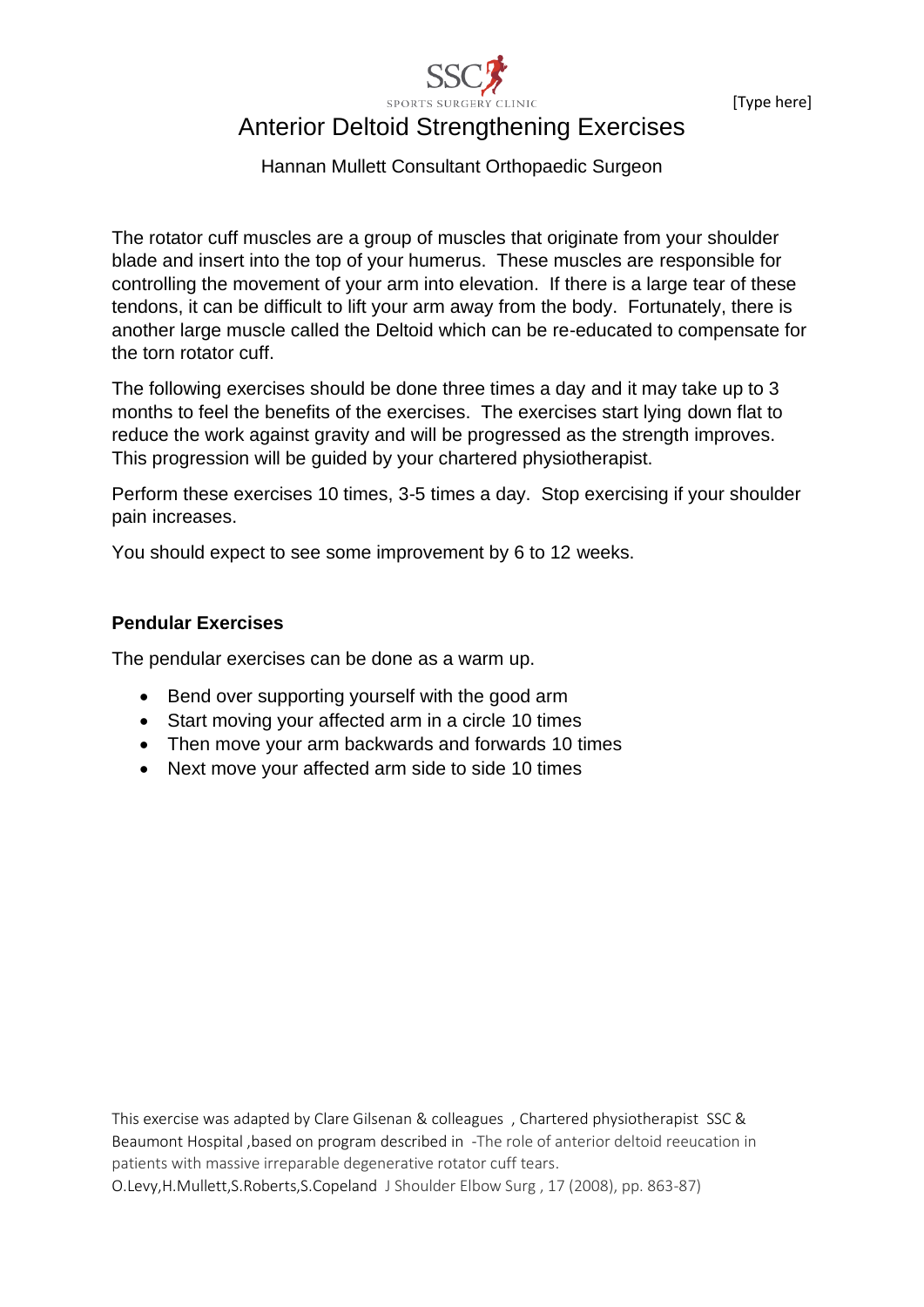# Anterior Deltoid Strengthening Exercises

Hannan Mullett Consultant Orthopaedic Surgeon

The rotator cuff muscles are a group of muscles that originate from your shoulder blade and insert into the top of your humerus. These muscles are responsible for controlling the movement of your arm into elevation. If there is a large tear of these tendons, it can be difficult to lift your arm away from the body. Fortunately, there is another large muscle called the Deltoid which can be re-educated to compensate for the torn rotator cuff.

The following exercises should be done three times a day and it may take up to 3 months to feel the benefits of the exercises. The exercises start lying down flat to reduce the work against gravity and will be progressed as the strength improves. This progression will be guided by your chartered physiotherapist.

Perform these exercises 10 times, 3-5 times a day. Stop exercising if your shoulder pain increases.

You should expect to see some improvement by 6 to 12 weeks.

**Pendular Exercises**

The pendular exercises can be done as a warm up.

- Bend over supporting yourself with the good arm
- Start moving your affected arm in a circle 10 times
- Then move your arm backwards and forwards 10 times
- Next move your affected arm side to side 10 times

This exercise was adapted by Clare Gilsenan & colleagues , Chartered physiotherapist SSC & Beaumont Hospital ,based on program described in -The role of anterior deltoid reeucation in patients with massive irreparable degenerative rotator cuff tears. O.Levy,H.Mullett,S.Roberts,S.Copeland J Shoulder Elbow Surg , 17 (2008), pp. 863-87)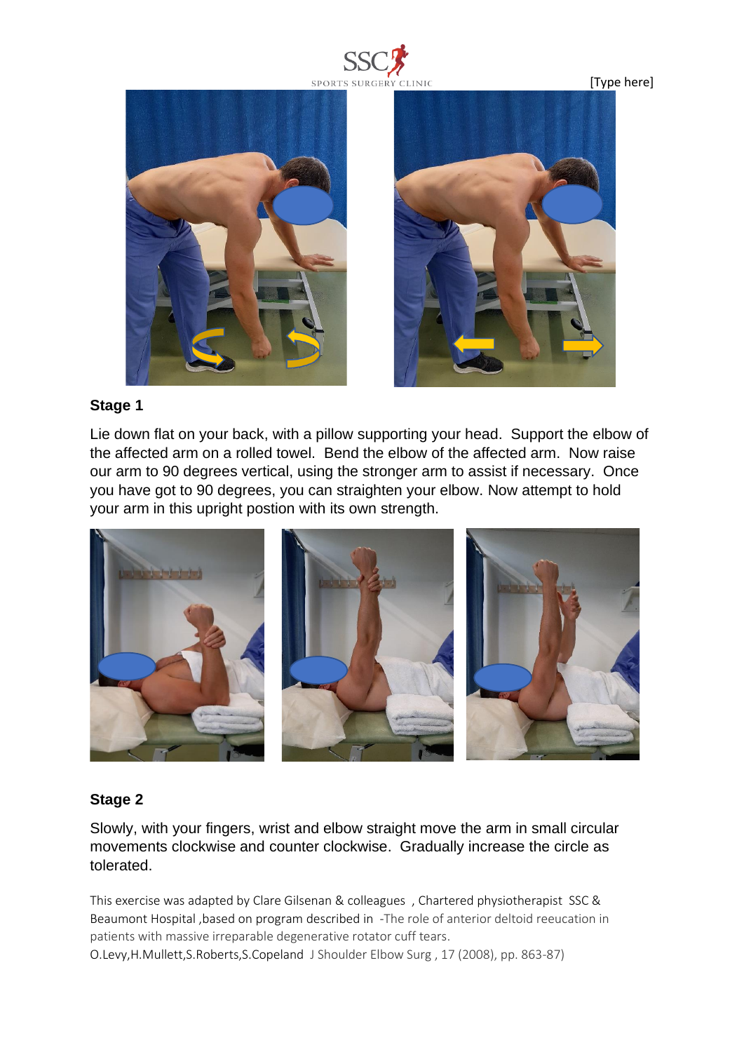## Stage 1

Lie down flat on your back, with a pillow supporting your head. Support the elbow of the affected arm on a rolled towel. Bend the elbow of the affected arm. Now raise our arm to 90 degrees vertical, using the stronger arm to assist if necessary. Once you have got to 90 degrees, you can straighten your elbow. Now attempt to hold your arm in this upright postion with its own strength.

## Stage 2

Slowly, with your fingers, wrist and elbow straight move the arm in small circular movements clockwise and counter clockwise. Gradually increase the circle as tolerated.

This exercise was adapted by Clare Gilsenan & colleagues , Chartered physiotherapist SSC & Beaumont Hospital ,based on program described in -The role of anterior deltoid reeucation in patients with massive irreparable degenerative rotator cuff tears.
O.Levy,H.Mullett,S.Roberts,S.Copeland J Shoulder Elbow Surg , 17 (2008), pp. 863-87)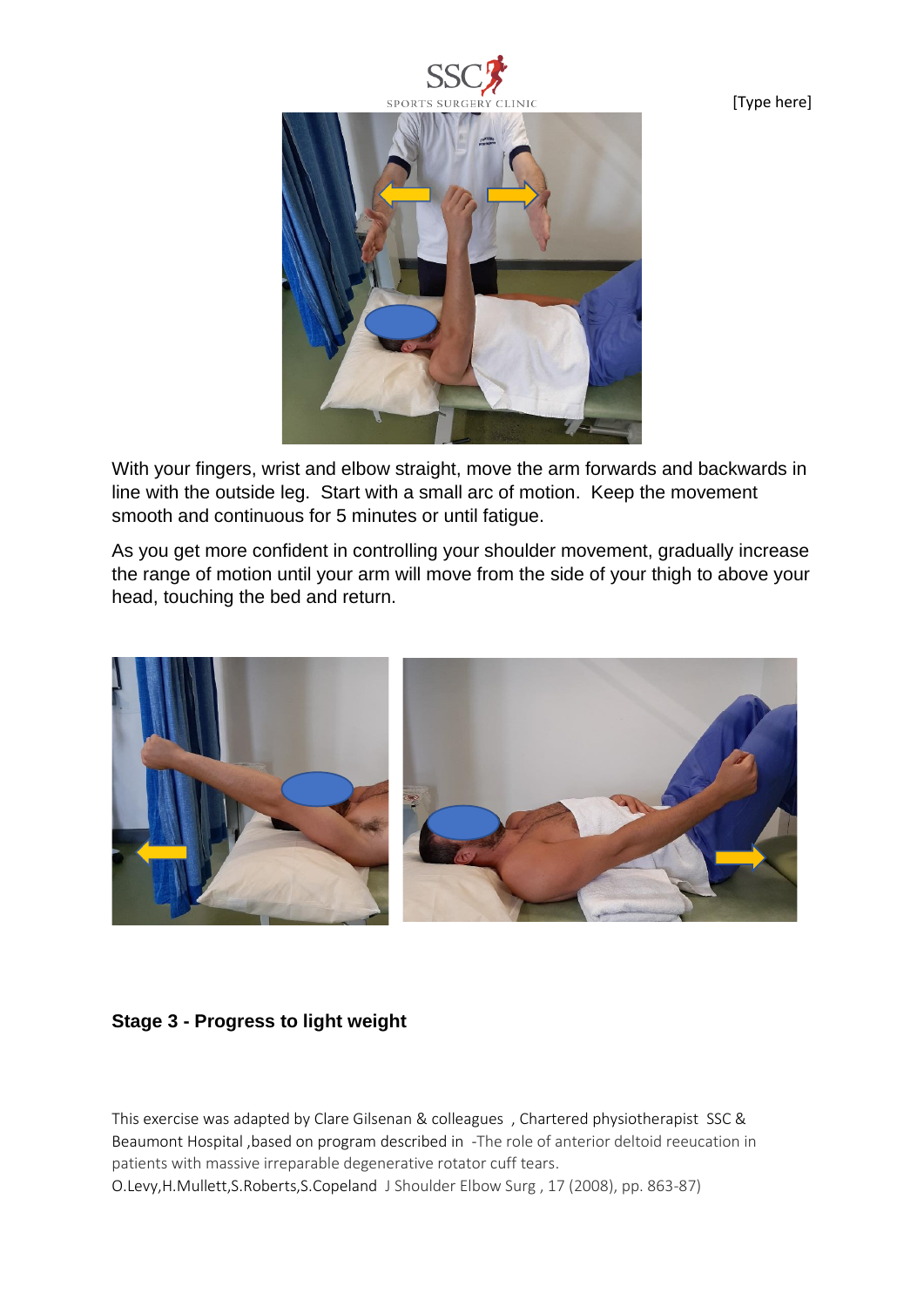With your fingers, wrist and elbow straight, move the arm forwards and backwards in line with the outside leg. Start with a small arc of motion. Keep the movement smooth and continuous for 5 minutes or until fatigue.

As you get more confident in controlling your shoulder movement, gradually increase the range of motion until your arm will move from the side of your thigh to above your head, touching the bed and return.

### Stage 3 - Progress to light weight

This exercise was adapted by Clare Gilsenan & colleagues , Chartered physiotherapist SSC & Beaumont Hospital ,based on program described in -The role of anterior deltoid reeucation in patients with massive irreparable degenerative rotator cuff tears.
O.Levy,H.Mullett,S.Roberts,S.Copeland J Shoulder Elbow Surg , 17 (2008), pp. 863-87)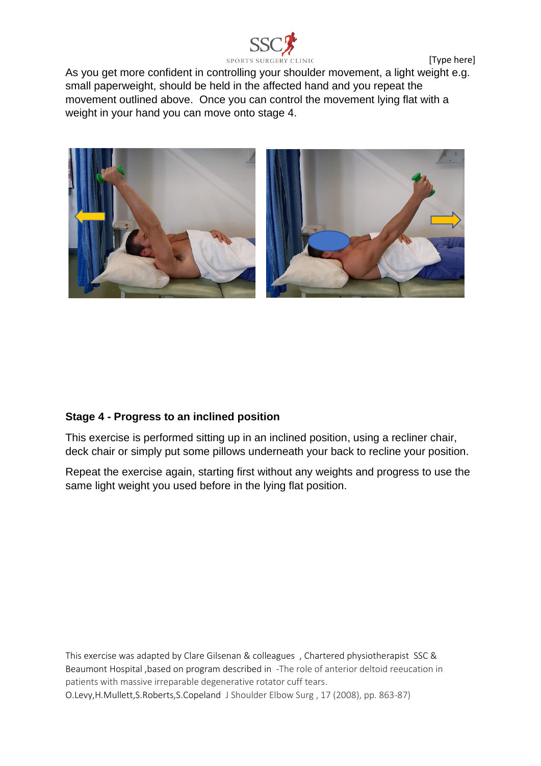As you get more confident in controlling your shoulder movement, a light weight e.g. small paperweight, should be held in the affected hand and you repeat the movement outlined above. Once you can control the movement lying flat with a weight in your hand you can move onto stage 4.

**Stage 4 - Progress to an inclined position**

This exercise is performed sitting up in an inclined position, using a recliner chair, deck chair or simply put some pillows underneath your back to recline your position.

Repeat the exercise again, starting first without any weights and progress to use the same light weight you used before in the lying flat position.

This exercise was adapted by Clare Gilsenan & colleagues , Chartered physiotherapist SSC & Beaumont Hospital ,based on program described in -The role of anterior deltoid reeucation in patients with massive irreparable degenerative rotator cuff tears.
O.Levy,H.Mullett,S.Roberts,S.Copeland J Shoulder Elbow Surg , 17 (2008), pp. 863-87)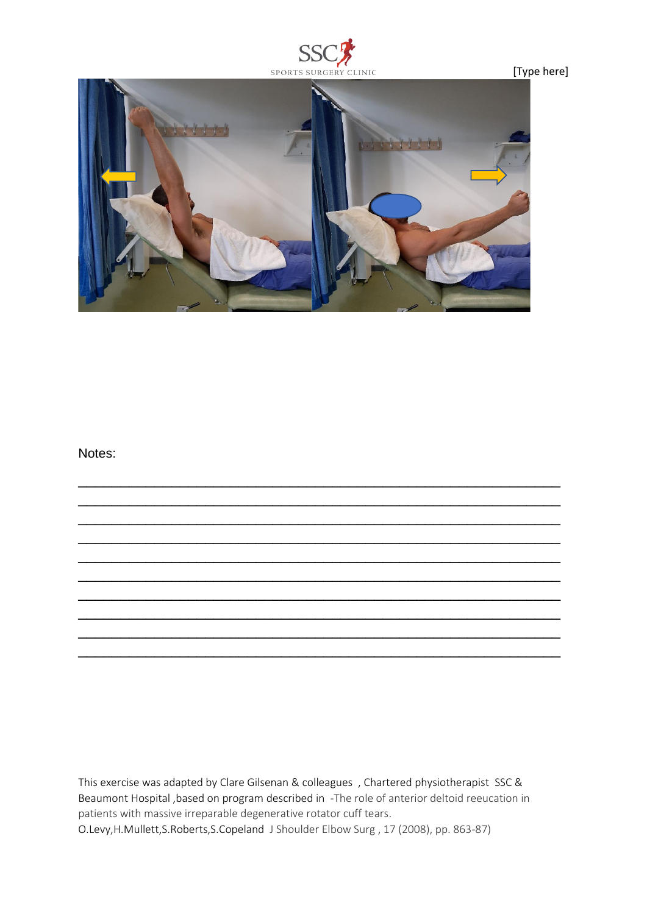Notes:

\_\_\_\_\_\_\_\_\_\_\_\_\_\_\_\_\_\_\_\_\_\_\_\_\_\_\_\_\_\_\_\_\_\_\_\_\_\_\_\_\_\_\_\_\_\_\_\_\_\_\_\_\_\_\_\_\_\_\_\_\_\_\_\_\_\_\_\_\_\_\_\_
\_\_\_\_\_\_\_\_\_\_\_\_\_\_\_\_\_\_\_\_\_\_\_\_\_\_\_\_\_\_\_\_\_\_\_\_\_\_\_\_\_\_\_\_\_\_\_\_\_\_\_\_\_\_\_\_\_\_\_\_\_\_\_\_\_\_\_\_\_\_\_\_
\_\_\_\_\_\_\_\_\_\_\_\_\_\_\_\_\_\_\_\_\_\_\_\_\_\_\_\_\_\_\_\_\_\_\_\_\_\_\_\_\_\_\_\_\_\_\_\_\_\_\_\_\_\_\_\_\_\_\_\_\_\_\_\_\_\_\_\_\_\_\_\_
\_\_\_\_\_\_\_\_\_\_\_\_\_\_\_\_\_\_\_\_\_\_\_\_\_\_\_\_\_\_\_\_\_\_\_\_\_\_\_\_\_\_\_\_\_\_\_\_\_\_\_\_\_\_\_\_\_\_\_\_\_\_\_\_\_\_\_\_\_\_\_\_
\_\_\_\_\_\_\_\_\_\_\_\_\_\_\_\_\_\_\_\_\_\_\_\_\_\_\_\_\_\_\_\_\_\_\_\_\_\_\_\_\_\_\_\_\_\_\_\_\_\_\_\_\_\_\_\_\_\_\_\_\_\_\_\_\_\_\_\_\_\_\_\_
\_\_\_\_\_\_\_\_\_\_\_\_\_\_\_\_\_\_\_\_\_\_\_\_\_\_\_\_\_\_\_\_\_\_\_\_\_\_\_\_\_\_\_\_\_\_\_\_\_\_\_\_\_\_\_\_\_\_\_\_\_\_\_\_\_\_\_\_\_\_\_\_
\_\_\_\_\_\_\_\_\_\_\_\_\_\_\_\_\_\_\_\_\_\_\_\_\_\_\_\_\_\_\_\_\_\_\_\_\_\_\_\_\_\_\_\_\_\_\_\_\_\_\_\_\_\_\_\_\_\_\_\_\_\_\_\_\_\_\_\_\_\_\_\_
\_\_\_\_\_\_\_\_\_\_\_\_\_\_\_\_\_\_\_\_\_\_\_\_\_\_\_\_\_\_\_\_\_\_\_\_\_\_\_\_\_\_\_\_\_\_\_\_\_\_\_\_\_\_\_\_\_\_\_\_\_\_\_\_\_\_\_\_\_\_\_\_
\_\_\_\_\_\_\_\_\_\_\_\_\_\_\_\_\_\_\_\_\_\_\_\_\_\_\_\_\_\_\_\_\_\_\_\_\_\_\_\_\_\_\_\_\_\_\_\_\_\_\_\_\_\_\_\_\_\_\_\_\_\_\_\_\_\_\_\_\_\_\_\_
\_\_\_\_\_\_\_\_\_\_\_\_\_\_\_\_\_\_\_\_\_\_\_\_\_\_\_\_\_\_\_\_\_\_\_\_\_\_\_\_\_\_\_\_\_\_\_\_\_\_\_\_\_\_\_\_\_\_\_\_\_\_\_\_\_\_\_\_\_\_\_\_

This exercise was adapted by Clare Gilsenan & colleagues , Chartered physiotherapist SSC & Beaumont Hospital ,based on program described in -The role of anterior deltoid reeucation in patients with massive irreparable degenerative rotator cuff tears.
O.Levy,H.Mullett,S.Roberts,S.Copeland J Shoulder Elbow Surg , 17 (2008), pp. 863-87)